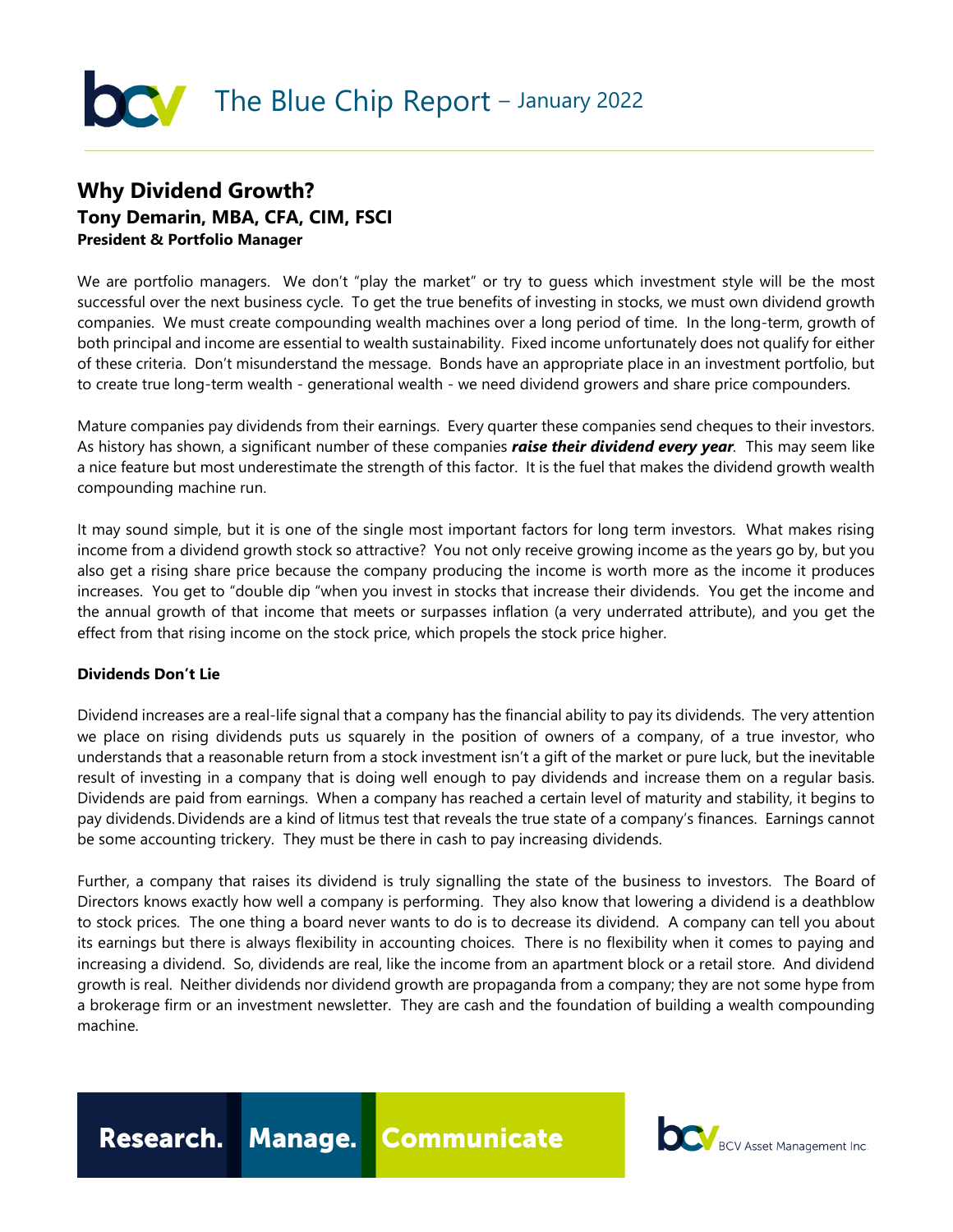# The Blue Chip Report – January 2022

## Why Dividend Growth?

### Tony Demarin, MBA, CFA, CIM, FSCI

**President & Portfolio Manager**

We are portfolio managers. We don't "play the market" or try to guess which investment style will be the most successful over the next business cycle. To get the true benefits of investing in stocks, we must own dividend growth companies. We must create compounding wealth machines over a long period of time. In the long-term, growth of both principal and income are essential to wealth sustainability. Fixed income unfortunately does not qualify for either of these criteria. Don't misunderstand the message. Bonds have an appropriate place in an investment portfolio, but to create true long-term wealth - generational wealth - we need dividend growers and share price compounders.

Mature companies pay dividends from their earnings. Every quarter these companies send cheques to their investors. As history has shown, a significant number of these companies ***raise their dividend every year***. This may seem like a nice feature but most underestimate the strength of this factor. It is the fuel that makes the dividend growth wealth compounding machine run.

It may sound simple, but it is one of the single most important factors for long term investors. What makes rising income from a dividend growth stock so attractive? You not only receive growing income as the years go by, but you also get a rising share price because the company producing the income is worth more as the income it produces increases. You get to "double dip "when you invest in stocks that increase their dividends. You get the income and the annual growth of that income that meets or surpasses inflation (a very underrated attribute), and you get the effect from that rising income on the stock price, which propels the stock price higher.

**Dividends Don't Lie**

Dividend increases are a real-life signal that a company has the financial ability to pay its dividends. The very attention we place on rising dividends puts us squarely in the position of owners of a company, of a true investor, who understands that a reasonable return from a stock investment isn't a gift of the market or pure luck, but the inevitable result of investing in a company that is doing well enough to pay dividends and increase them on a regular basis. Dividends are paid from earnings. When a company has reached a certain level of maturity and stability, it begins to pay dividends. Dividends are a kind of litmus test that reveals the true state of a company's finances. Earnings cannot be some accounting trickery. They must be there in cash to pay increasing dividends.

Further, a company that raises its dividend is truly signalling the state of the business to investors. The Board of Directors knows exactly how well a company is performing. They also know that lowering a dividend is a deathblow to stock prices. The one thing a board never wants to do is to decrease its dividend. A company can tell you about its earnings but there is always flexibility in accounting choices. There is no flexibility when it comes to paying and increasing a dividend. So, dividends are real, like the income from an apartment block or a retail store. And dividend growth is real. Neither dividends nor dividend growth are propaganda from a company; they are not some hype from a brokerage firm or an investment newsletter. They are cash and the foundation of building a wealth compounding machine.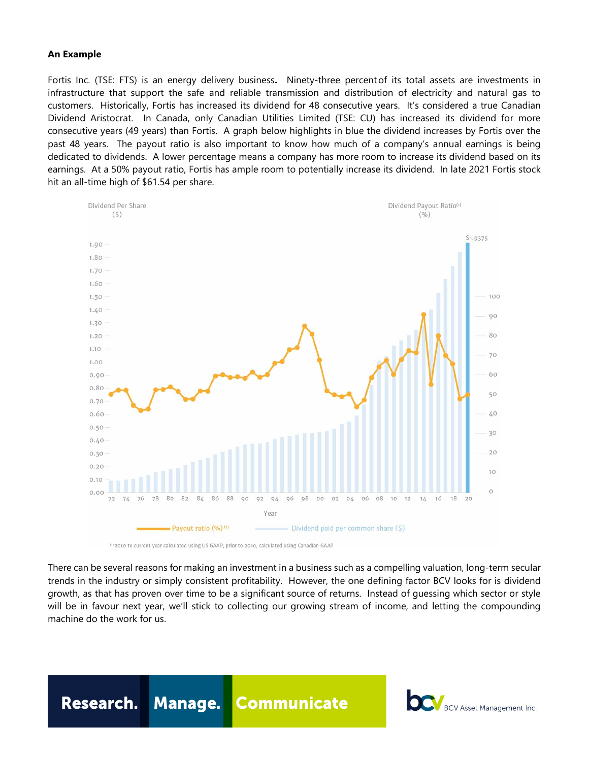**An Example**

Fortis Inc. (TSE: FTS) is an energy delivery business. Ninety-three percent of its total assets are investments in infrastructure that support the safe and reliable transmission and distribution of electricity and natural gas to customers. Historically, Fortis has increased its dividend for 48 consecutive years. It's considered a true Canadian Dividend Aristocrat. In Canada, only Canadian Utilities Limited (TSE: CU) has increased its dividend for more consecutive years (49 years) than Fortis. A graph below highlights in blue the dividend increases by Fortis over the past 48 years. The payout ratio is also important to know how much of a company's annual earnings is being dedicated to dividends. A lower percentage means a company has more room to increase its dividend based on its earnings. At a 50% payout ratio, Fortis has ample room to potentially increase its dividend. In late 2021 Fortis stock hit an all-time high of $61.54 per share.

There can be several reasons for making an investment in a business such as a compelling valuation, long-term secular trends in the industry or simply consistent profitability. However, the one defining factor BCV looks for is dividend growth, as that has proven over time to be a significant source of returns. Instead of guessing which sector or style will be in favour next year, we'll stick to collecting our growing stream of income, and letting the compounding machine do the work for us.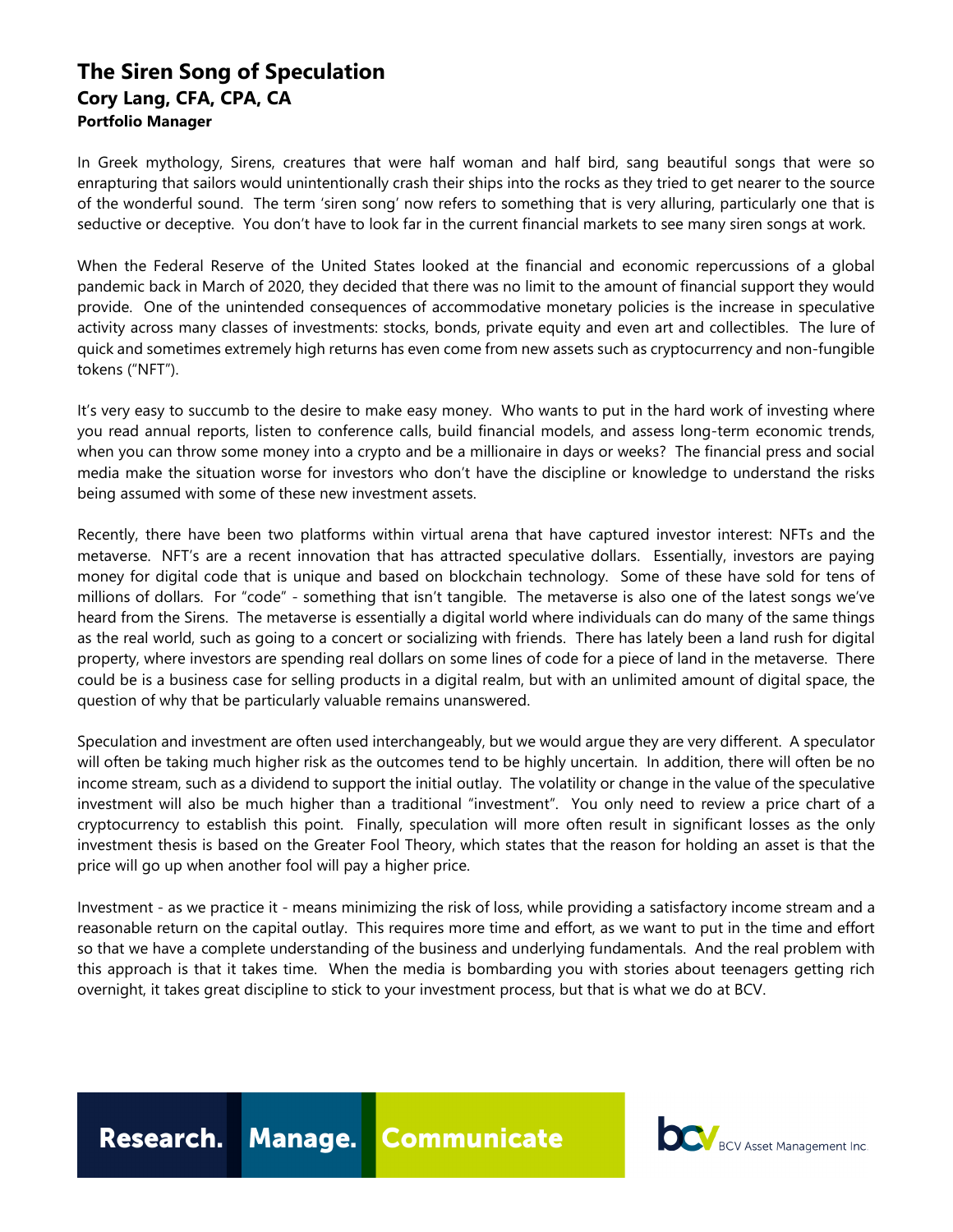## The Siren Song of Speculation

**Cory Lang, CFA, CPA, CA**

**Portfolio Manager**

In Greek mythology, Sirens, creatures that were half woman and half bird, sang beautiful songs that were so enrapturing that sailors would unintentionally crash their ships into the rocks as they tried to get nearer to the source of the wonderful sound. The term 'siren song' now refers to something that is very alluring, particularly one that is seductive or deceptive. You don't have to look far in the current financial markets to see many siren songs at work.

When the Federal Reserve of the United States looked at the financial and economic repercussions of a global pandemic back in March of 2020, they decided that there was no limit to the amount of financial support they would provide. One of the unintended consequences of accommodative monetary policies is the increase in speculative activity across many classes of investments: stocks, bonds, private equity and even art and collectibles. The lure of quick and sometimes extremely high returns has even come from new assets such as cryptocurrency and non-fungible tokens ("NFT").

It's very easy to succumb to the desire to make easy money. Who wants to put in the hard work of investing where you read annual reports, listen to conference calls, build financial models, and assess long-term economic trends, when you can throw some money into a crypto and be a millionaire in days or weeks? The financial press and social media make the situation worse for investors who don't have the discipline or knowledge to understand the risks being assumed with some of these new investment assets.

Recently, there have been two platforms within virtual arena that have captured investor interest: NFTs and the metaverse. NFT's are a recent innovation that has attracted speculative dollars. Essentially, investors are paying money for digital code that is unique and based on blockchain technology. Some of these have sold for tens of millions of dollars. For "code" - something that isn't tangible. The metaverse is also one of the latest songs we've heard from the Sirens. The metaverse is essentially a digital world where individuals can do many of the same things as the real world, such as going to a concert or socializing with friends. There has lately been a land rush for digital property, where investors are spending real dollars on some lines of code for a piece of land in the metaverse. There could be is a business case for selling products in a digital realm, but with an unlimited amount of digital space, the question of why that be particularly valuable remains unanswered.

Speculation and investment are often used interchangeably, but we would argue they are very different. A speculator will often be taking much higher risk as the outcomes tend to be highly uncertain. In addition, there will often be no income stream, such as a dividend to support the initial outlay. The volatility or change in the value of the speculative investment will also be much higher than a traditional "investment". You only need to review a price chart of a cryptocurrency to establish this point. Finally, speculation will more often result in significant losses as the only investment thesis is based on the Greater Fool Theory, which states that the reason for holding an asset is that the price will go up when another fool will pay a higher price.

Investment - as we practice it - means minimizing the risk of loss, while providing a satisfactory income stream and a reasonable return on the capital outlay. This requires more time and effort, as we want to put in the time and effort so that we have a complete understanding of the business and underlying fundamentals. And the real problem with this approach is that it takes time. When the media is bombarding you with stories about teenagers getting rich overnight, it takes great discipline to stick to your investment process, but that is what we do at BCV.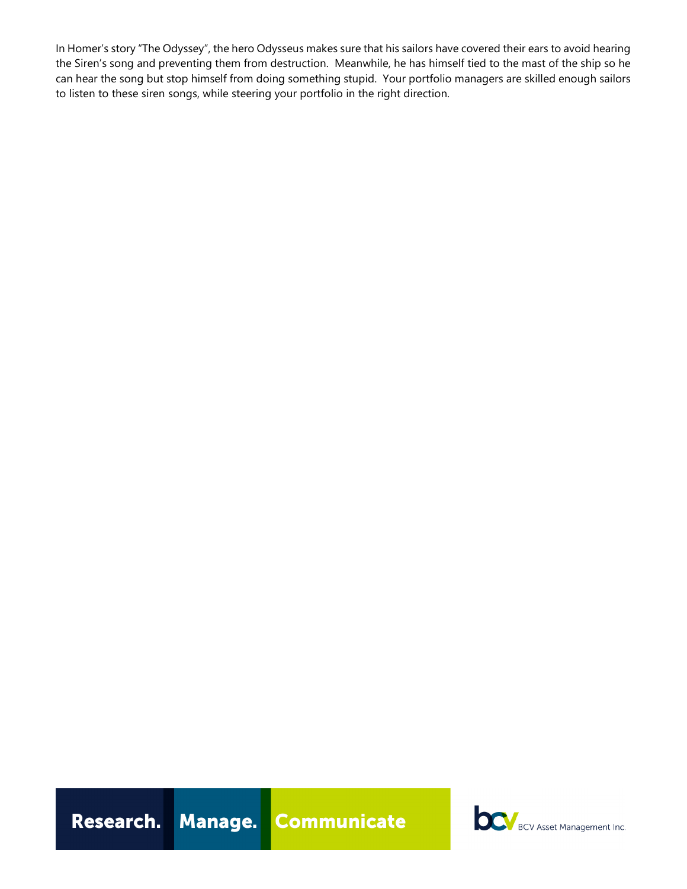In Homer's story "The Odyssey", the hero Odysseus makes sure that his sailors have covered their ears to avoid hearing the Siren's song and preventing them from destruction. Meanwhile, he has himself tied to the mast of the ship so he can hear the song but stop himself from doing something stupid. Your portfolio managers are skilled enough sailors to listen to these siren songs, while steering your portfolio in the right direction.